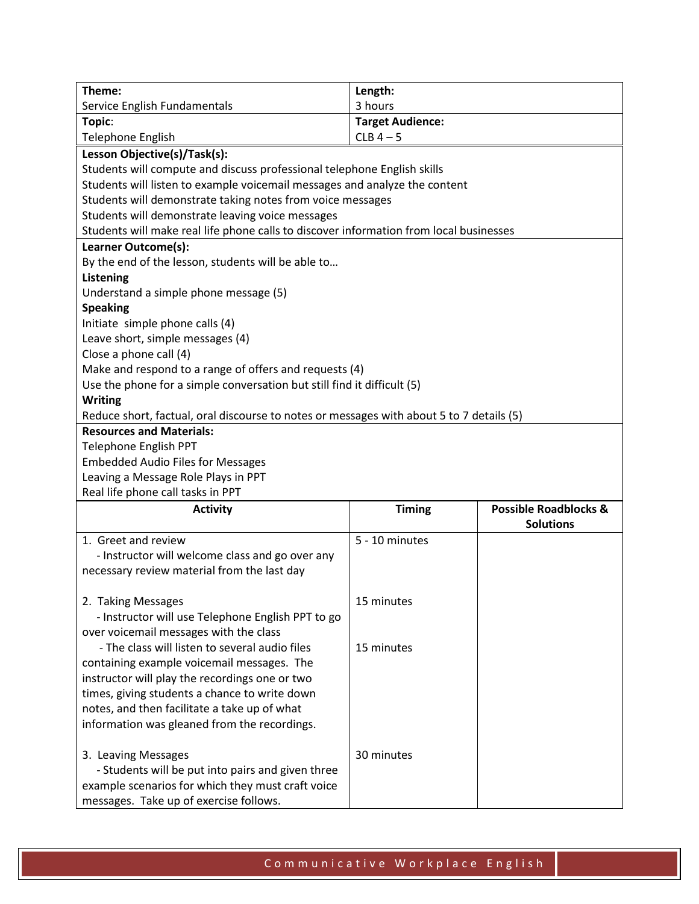| **Theme:** Service English Fundamentals | **Length:** 3 hours |
|---|---|
| **Topic:** Telephone English | **Target Audience:** CLB 4 – 5 |

**Lesson Objective(s)/Task(s):**

Students will compute and discuss professional telephone English skills
Students will listen to example voicemail messages and analyze the content
Students will demonstrate taking notes from voice messages
Students will demonstrate leaving voice messages
Students will make real life phone calls to discover information from local businesses

**Learner Outcome(s):**

By the end of the lesson, students will be able to…

**Listening**

Understand a simple phone message (5)

**Speaking**

Initiate simple phone calls (4)
Leave short, simple messages (4)
Close a phone call (4)
Make and respond to a range of offers and requests (4)
Use the phone for a simple conversation but still find it difficult (5)

**Writing**

Reduce short, factual, oral discourse to notes or messages with about 5 to 7 details (5)

**Resources and Materials:**

Telephone English PPT
Embedded Audio Files for Messages
Leaving a Message Role Plays in PPT
Real life phone call tasks in PPT

| Activity | Timing | Possible Roadblocks & Solutions |
|---|---|---|
| 1. Greet and review<br>- Instructor will welcome class and go over any necessary review material from the last day | 5 - 10 minutes | |
| 2. Taking Messages<br>- Instructor will use Telephone English PPT to go over voicemail messages with the class | 15 minutes | |
| - The class will listen to several audio files containing example voicemail messages. The instructor will play the recordings one or two times, giving students a chance to write down notes, and then facilitate a take up of what information was gleaned from the recordings. | 15 minutes | |
| 3. Leaving Messages<br>- Students will be put into pairs and given three example scenarios for which they must craft voice messages. Take up of exercise follows. | 30 minutes | |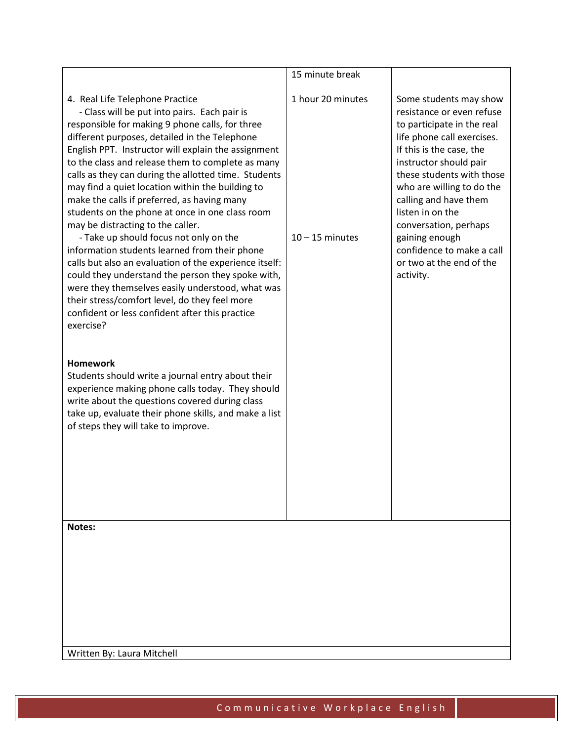| | | |
|---|---|---|
| | 15 minute break | |
| 4. Real Life Telephone Practice<br>- Class will be put into pairs. Each pair is responsible for making 9 phone calls, for three different purposes, detailed in the Telephone English PPT. Instructor will explain the assignment to the class and release them to complete as many calls as they can during the allotted time. Students may find a quiet location within the building to make the calls if preferred, as having many students on the phone at once in one class room may be distracting to the caller.<br>- Take up should focus not only on the information students learned from their phone calls but also an evaluation of the experience itself: could they understand the person they spoke with, were they themselves easily understood, what was their stress/comfort level, do they feel more confident or less confident after this practice exercise?<br><br>**Homework**<br>Students should write a journal entry about their experience making phone calls today. They should write about the questions covered during class take up, evaluate their phone skills, and make a list of steps they will take to improve. | 1 hour 20 minutes<br><br><br><br><br><br><br><br><br><br><br>10 – 15 minutes | Some students may show resistance or even refuse to participate in the real life phone call exercises. If this is the case, the instructor should pair these students with those who are willing to do the calling and have them listen in on the conversation, perhaps gaining enough confidence to make a call or two at the end of the activity. |
| **Notes:** | | |
| Written By: Laura Mitchell | | |